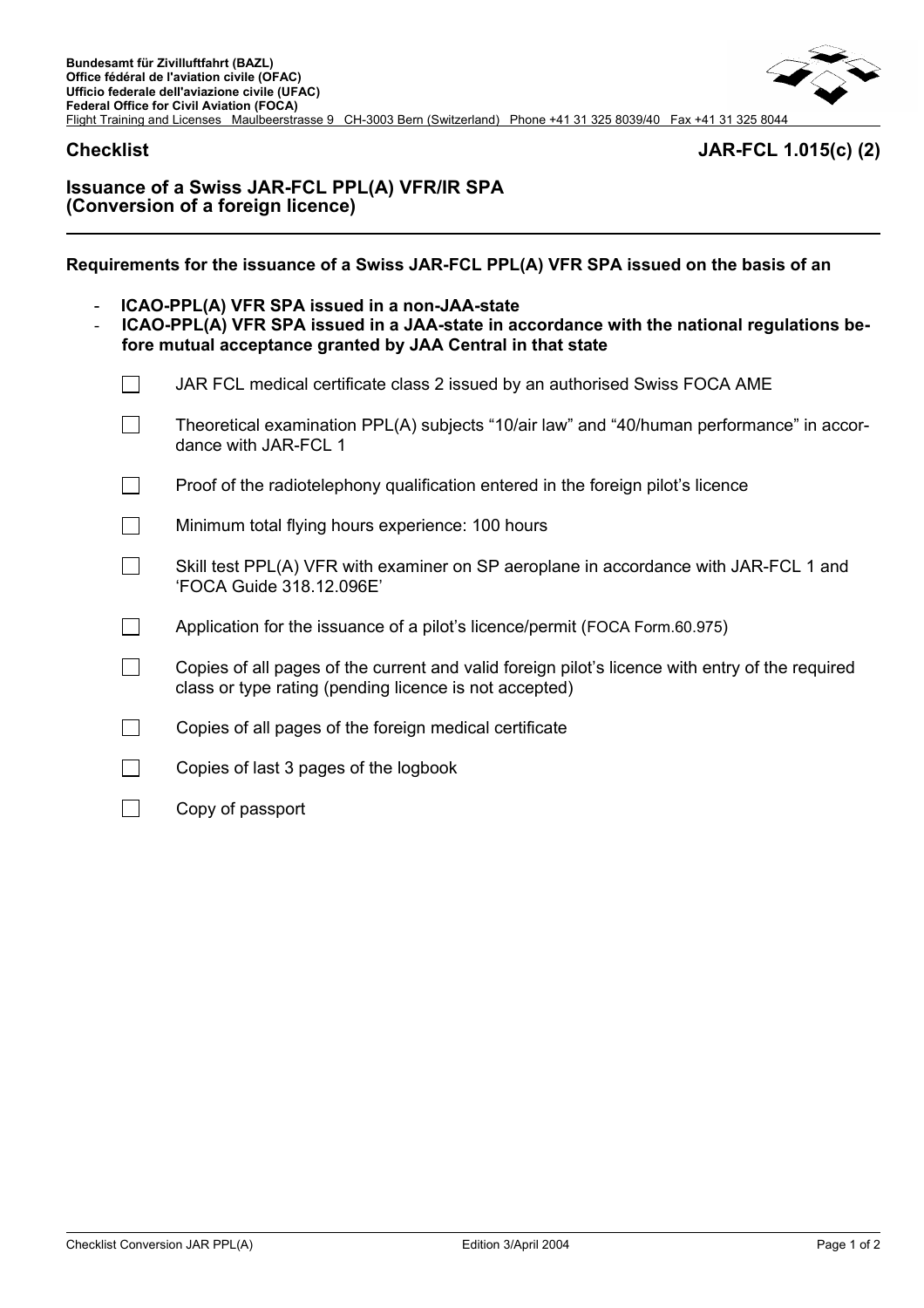Bundesamt für Zivilluftfahrt (BAZL)
Office fédéral de l'aviation civile (OFAC)
Ufficio federale dell'aviazione civile (UFAC)
Federal Office for Civil Aviation (FOCA)
Flight Training and Licenses Maulbeerstrasse 9 CH-3003 Bern (Switzerland) Phone +41 31 325 8039/40 Fax +41 31 325 8044

**Checklist** **JAR-FCL 1.015(c) (2)**

## Issuance of a Swiss JAR-FCL PPL(A) VFR/IR SPA (Conversion of a foreign licence)

---

**Requirements for the issuance of a Swiss JAR-FCL PPL(A) VFR SPA issued on the basis of an**

- **ICAO-PPL(A) VFR SPA issued in a non-JAA-state**
- **ICAO-PPL(A) VFR SPA issued in a JAA-state in accordance with the national regulations before mutual acceptance granted by JAA Central in that state**

- [ ] JAR FCL medical certificate class 2 issued by an authorised Swiss FOCA AME
- [ ] Theoretical examination PPL(A) subjects "10/air law" and "40/human performance" in accordance with JAR-FCL 1
- [ ] Proof of the radiotelephony qualification entered in the foreign pilot's licence
- [ ] Minimum total flying hours experience: 100 hours
- [ ] Skill test PPL(A) VFR with examiner on SP aeroplane in accordance with JAR-FCL 1 and 'FOCA Guide 318.12.096E'
- [ ] Application for the issuance of a pilot's licence/permit (FOCA Form.60.975)
- [ ] Copies of all pages of the current and valid foreign pilot's licence with entry of the required class or type rating (pending licence is not accepted)
- [ ] Copies of all pages of the foreign medical certificate
- [ ] Copies of last 3 pages of the logbook
- [ ] Copy of passport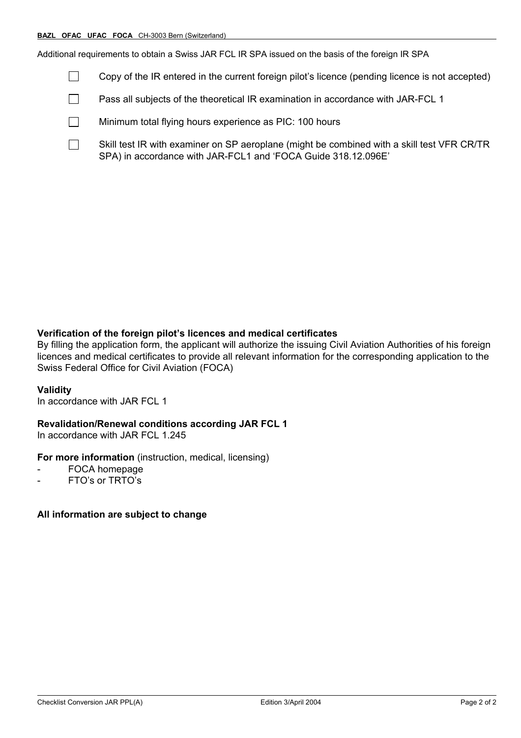Additional requirements to obtain a Swiss JAR FCL IR SPA issued on the basis of the foreign IR SPA

- [ ] Copy of the IR entered in the current foreign pilot's licence (pending licence is not accepted)
- [ ] Pass all subjects of the theoretical IR examination in accordance with JAR-FCL 1
- [ ] Minimum total flying hours experience as PIC: 100 hours
- [ ] Skill test IR with examiner on SP aeroplane (might be combined with a skill test VFR CR/TR SPA) in accordance with JAR-FCL1 and 'FOCA Guide 318.12.096E'

**Verification of the foreign pilot's licences and medical certificates**
By filling the application form, the applicant will authorize the issuing Civil Aviation Authorities of his foreign licences and medical certificates to provide all relevant information for the corresponding application to the Swiss Federal Office for Civil Aviation (FOCA)

**Validity**
In accordance with JAR FCL 1

**Revalidation/Renewal conditions according JAR FCL 1**
In accordance with JAR FCL 1.245

**For more information** (instruction, medical, licensing)

- FOCA homepage
- FTO's or TRTO's

**All information are subject to change**